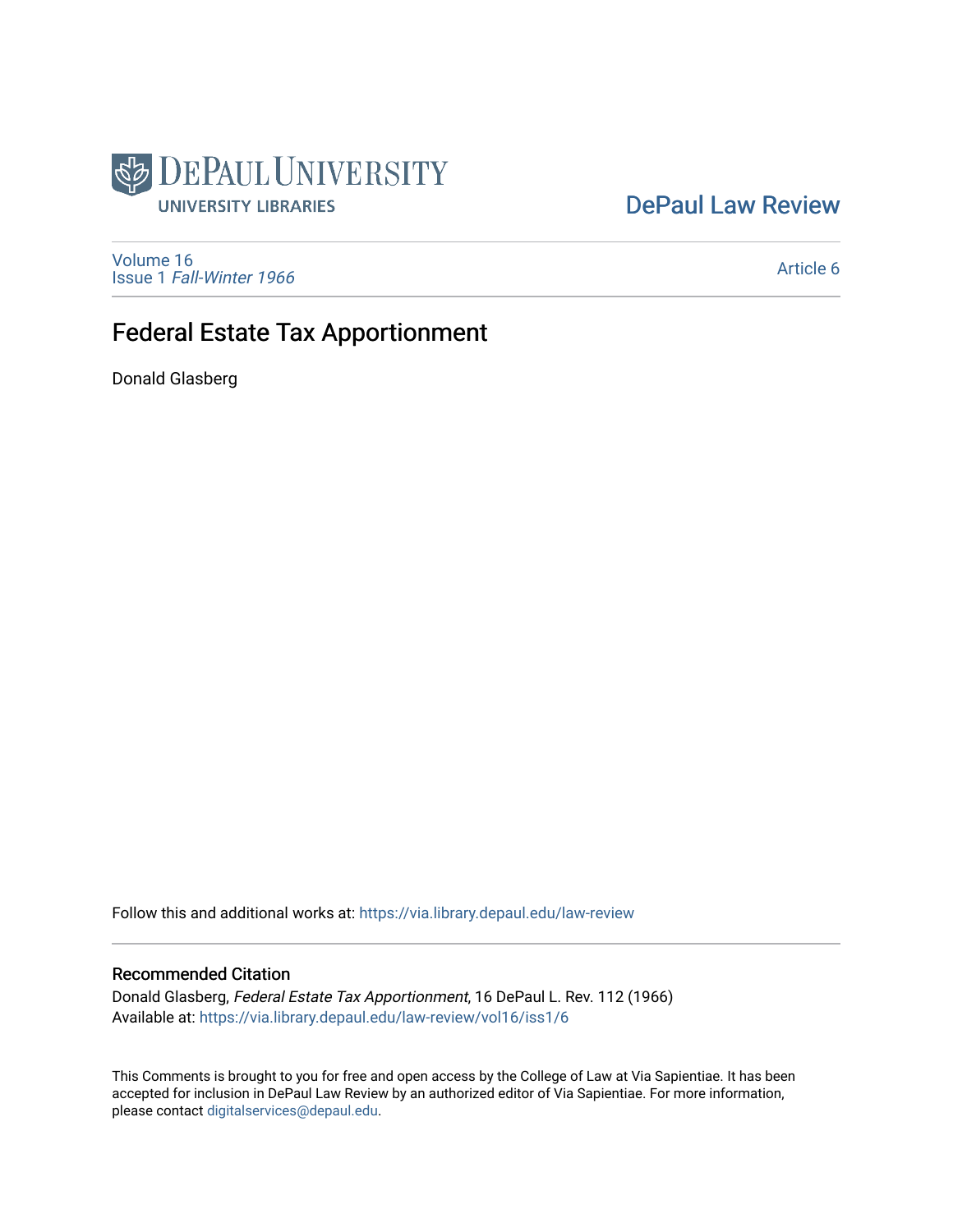DePaul University Libraries

DePaul Law Review

Volume 16
Issue 1 *Fall-Winter 1966*

Article 6

# Federal Estate Tax Apportionment

Donald Glasberg

Follow this and additional works at: https://via.library.depaul.edu/law-review

## Recommended Citation

Donald Glasberg, *Federal Estate Tax Apportionment*, 16 DePaul L. Rev. 112 (1966)
Available at: https://via.library.depaul.edu/law-review/vol16/iss1/6

This Comments is brought to you for free and open access by the College of Law at Via Sapientiae. It has been accepted for inclusion in DePaul Law Review by an authorized editor of Via Sapientiae. For more information, please contact digitalservices@depaul.edu.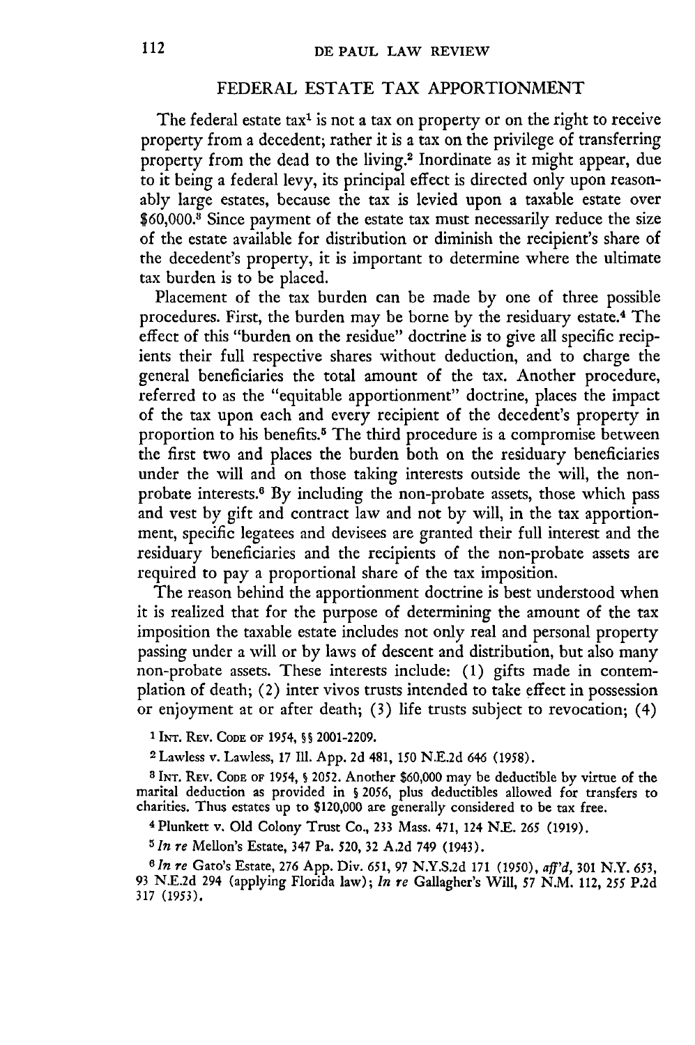## FEDERAL ESTATE TAX APPORTIONMENT

The federal estate tax[1] is not a tax on property or on the right to receive property from a decedent; rather it is a tax on the privilege of transferring property from the dead to the living.[2] Inordinate as it might appear, due to it being a federal levy, its principal effect is directed only upon reasonably large estates, because the tax is levied upon a taxable estate over $60,000.[3] Since payment of the estate tax must necessarily reduce the size of the estate available for distribution or diminish the recipient's share of the decedent's property, it is important to determine where the ultimate tax burden is to be placed.

Placement of the tax burden can be made by one of three possible procedures. First, the burden may be borne by the residuary estate.[4] The effect of this "burden on the residue" doctrine is to give all specific recipients their full respective shares without deduction, and to charge the general beneficiaries the total amount of the tax. Another procedure, referred to as the "equitable apportionment" doctrine, places the impact of the tax upon each and every recipient of the decedent's property in proportion to his benefits.[5] The third procedure is a compromise between the first two and places the burden both on the residuary beneficiaries under the will and on those taking interests outside the will, the non-probate interests.[6] By including the non-probate assets, those which pass and vest by gift and contract law and not by will, in the tax apportionment, specific legatees and devisees are granted their full interest and the residuary beneficiaries and the recipients of the non-probate assets are required to pay a proportional share of the tax imposition.

The reason behind the apportionment doctrine is best understood when it is realized that for the purpose of determining the amount of the tax imposition the taxable estate includes not only real and personal property passing under a will or by laws of descent and distribution, but also many non-probate assets. These interests include: (1) gifts made in contemplation of death; (2) inter vivos trusts intended to take effect in possession or enjoyment at or after death; (3) life trusts subject to revocation; (4)

[1] INT. REV. CODE OF 1954, §§ 2001-2209.

[2] Lawless v. Lawless, 17 Ill. App. 2d 481, 150 N.E.2d 646 (1958).

[3] INT. REV. CODE OF 1954, § 2052. Another $60,000 may be deductible by virtue of the marital deduction as provided in § 2056, plus deductibles allowed for transfers to charities. Thus estates up to $120,000 are generally considered to be tax free.

[4] Plunkett v. Old Colony Trust Co., 233 Mass. 471, 124 N.E. 265 (1919).

[5] *In re* Mellon's Estate, 347 Pa. 520, 32 A.2d 749 (1943).

[6] *In re* Gato's Estate, 276 App. Div. 651, 97 N.Y.S.2d 171 (1950), *aff'd*, 301 N.Y. 653, 93 N.E.2d 294 (applying Florida law); *In re* Gallagher's Will, 57 N.M. 112, 255 P.2d 317 (1953).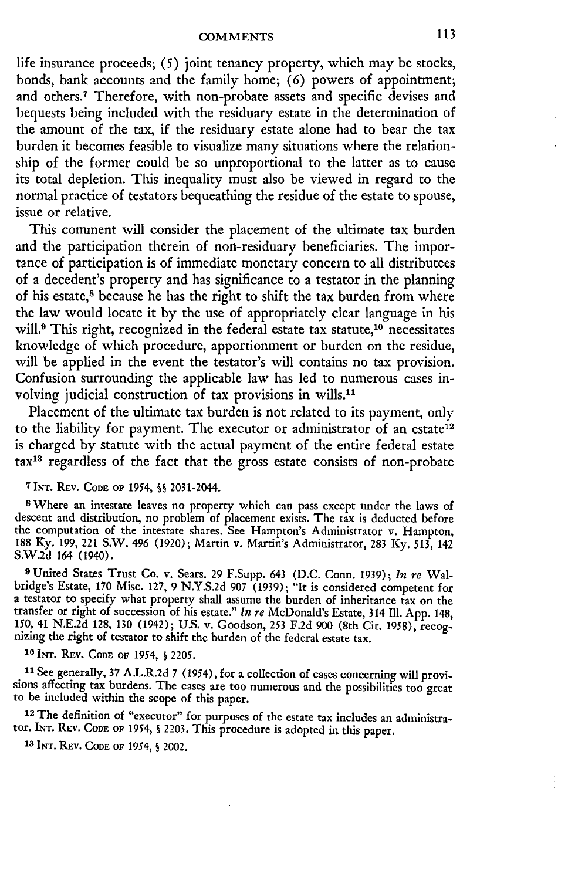life insurance proceeds; (5) joint tenancy property, which may be stocks, bonds, bank accounts and the family home; (6) powers of appointment; and others.[7] Therefore, with non-probate assets and specific devises and bequests being included with the residuary estate in the determination of the amount of the tax, if the residuary estate alone had to bear the tax burden it becomes feasible to visualize many situations where the relationship of the former could be so unproportional to the latter as to cause its total depletion. This inequality must also be viewed in regard to the normal practice of testators bequeathing the residue of the estate to spouse, issue or relative.

This comment will consider the placement of the ultimate tax burden and the participation therein of non-residuary beneficiaries. The importance of participation is of immediate monetary concern to all distributees of a decedent's property and has significance to a testator in the planning of his estate,[8] because he has the right to shift the tax burden from where the law would locate it by the use of appropriately clear language in his will.[9] This right, recognized in the federal estate tax statute,[10] necessitates knowledge of which procedure, apportionment or burden on the residue, will be applied in the event the testator's will contains no tax provision. Confusion surrounding the applicable law has led to numerous cases involving judicial construction of tax provisions in wills.[11]

Placement of the ultimate tax burden is not related to its payment, only to the liability for payment. The executor or administrator of an estate[12] is charged by statute with the actual payment of the entire federal estate tax[13] regardless of the fact that the gross estate consists of non-probate

---

[7] INT. REV. CODE OF 1954, §§ 2031-2044.

[8] Where an intestate leaves no property which can pass except under the laws of descent and distribution, no problem of placement exists. The tax is deducted before the computation of the intestate shares. See Hampton's Administrator v. Hampton, 188 Ky. 199, 221 S.W. 496 (1920); Martin v. Martin's Administrator, 283 Ky. 513, 142 S.W.2d 164 (1940).

[9] United States Trust Co. v. Sears. 29 F.Supp. 643 (D.C. Conn. 1939); *In re* Walbridge's Estate, 170 Misc. 127, 9 N.Y.S.2d 907 (1939); "It is considered competent for a testator to specify what property shall assume the burden of inheritance tax on the transfer or right of succession of his estate." *In re* McDonald's Estate, 314 Ill. App. 148, 150, 41 N.E.2d 128, 130 (1942); U.S. v. Goodson, 253 F.2d 900 (8th Cir. 1958), recognizing the right of testator to shift the burden of the federal estate tax.

[10] INT. REV. CODE OF 1954, § 2205.

[11] See generally, 37 A.L.R.2d 7 (1954), for a collection of cases concerning will provisions affecting tax burdens. The cases are too numerous and the possibilities too great to be included within the scope of this paper.

[12] The definition of "executor" for purposes of the estate tax includes an administrator. INT. REV. CODE OF 1954, § 2203. This procedure is adopted in this paper.

[13] INT. REV. CODE OF 1954, § 2002.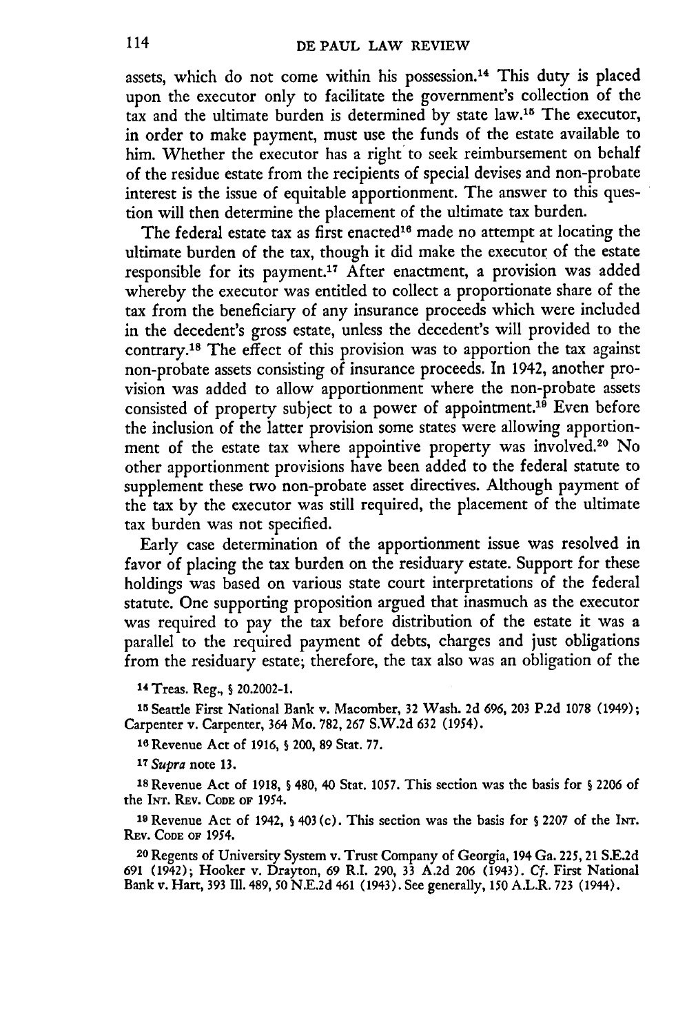assets, which do not come within his possession.[14] This duty is placed upon the executor only to facilitate the government's collection of the tax and the ultimate burden is determined by state law.[15] The executor, in order to make payment, must use the funds of the estate available to him. Whether the executor has a right to seek reimbursement on behalf of the residue estate from the recipients of special devises and non-probate interest is the issue of equitable apportionment. The answer to this question will then determine the placement of the ultimate tax burden.

The federal estate tax as first enacted[16] made no attempt at locating the ultimate burden of the tax, though it did make the executor of the estate responsible for its payment.[17] After enactment, a provision was added whereby the executor was entitled to collect a proportionate share of the tax from the beneficiary of any insurance proceeds which were included in the decedent's gross estate, unless the decedent's will provided to the contrary.[18] The effect of this provision was to apportion the tax against non-probate assets consisting of insurance proceeds. In 1942, another provision was added to allow apportionment where the non-probate assets consisted of property subject to a power of appointment.[19] Even before the inclusion of the latter provision some states were allowing apportionment of the estate tax where appointive property was involved.[20] No other apportionment provisions have been added to the federal statute to supplement these two non-probate asset directives. Although payment of the tax by the executor was still required, the placement of the ultimate tax burden was not specified.

Early case determination of the apportionment issue was resolved in favor of placing the tax burden on the residuary estate. Support for these holdings was based on various state court interpretations of the federal statute. One supporting proposition argued that inasmuch as the executor was required to pay the tax before distribution of the estate it was a parallel to the required payment of debts, charges and just obligations from the residuary estate; therefore, the tax also was an obligation of the

[14] Treas. Reg., § 20.2002-1.

[15] Seattle First National Bank v. Macomber, 32 Wash. 2d 696, 203 P.2d 1078 (1949); Carpenter v. Carpenter, 364 Mo. 782, 267 S.W.2d 632 (1954).

[16] Revenue Act of 1916, § 200, 89 Stat. 77.

[17] *Supra* note 13.

[18] Revenue Act of 1918, § 480, 40 Stat. 1057. This section was the basis for § 2206 of the INT. REV. CODE OF 1954.

[19] Revenue Act of 1942, § 403(c). This section was the basis for § 2207 of the INT. REV. CODE OF 1954.

[20] Regents of University System v. Trust Company of Georgia, 194 Ga. 225, 21 S.E.2d 691 (1942); Hooker v. Drayton, 69 R.I. 290, 33 A.2d 206 (1943). *Cf.* First National Bank v. Hart, 393 Ill. 489, 50 N.E.2d 461 (1943). See generally, 150 A.L.R. 723 (1944).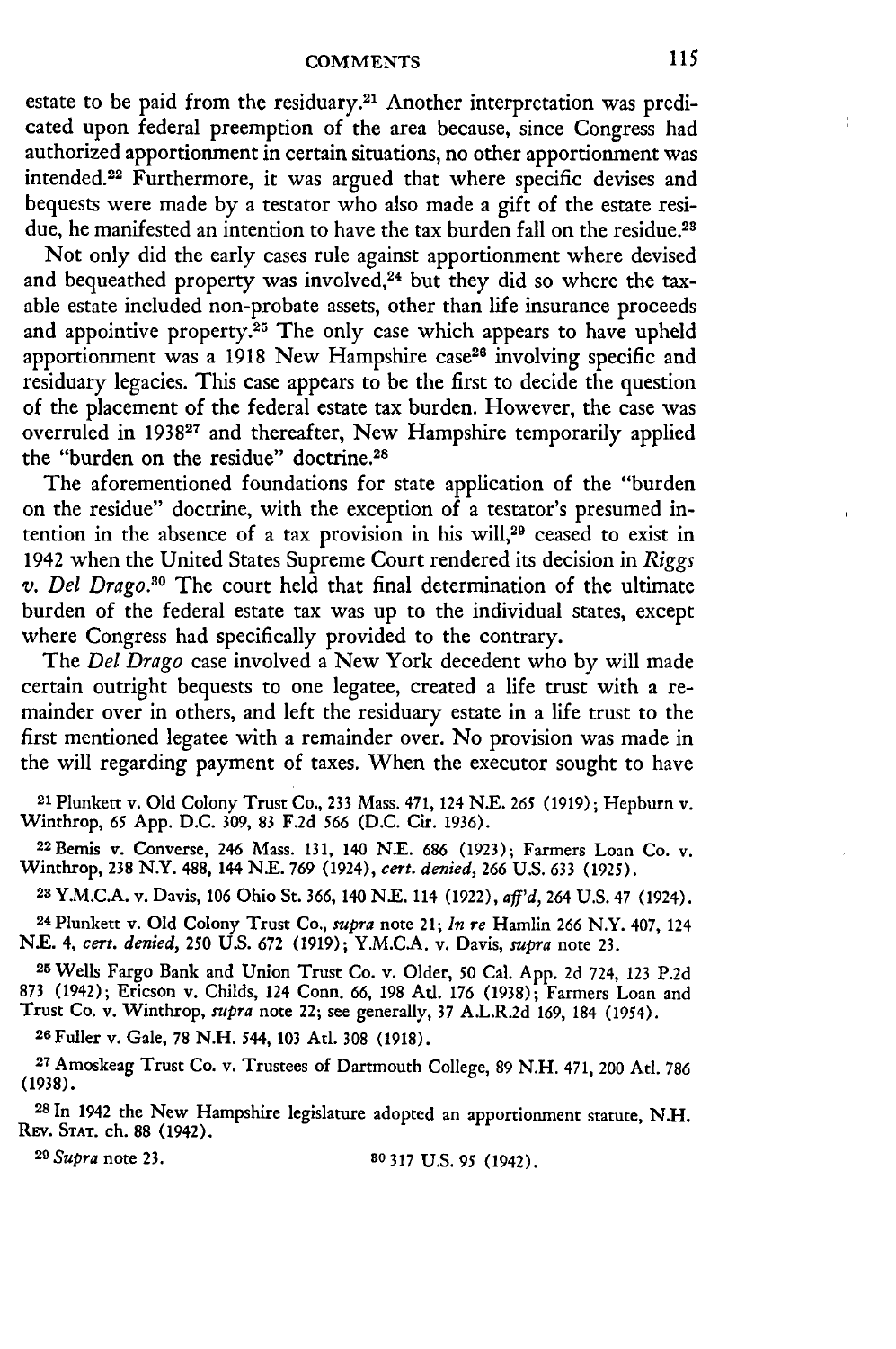estate to be paid from the residuary.[21] Another interpretation was predicated upon federal preemption of the area because, since Congress had authorized apportionment in certain situations, no other apportionment was intended.[22] Furthermore, it was argued that where specific devises and bequests were made by a testator who also made a gift of the estate residue, he manifested an intention to have the tax burden fall on the residue.[23]

Not only did the early cases rule against apportionment where devised and bequeathed property was involved,[24] but they did so where the taxable estate included non-probate assets, other than life insurance proceeds and appointive property.[25] The only case which appears to have upheld apportionment was a 1918 New Hampshire case[26] involving specific and residuary legacies. This case appears to be the first to decide the question of the placement of the federal estate tax burden. However, the case was overruled in 1938[27] and thereafter, New Hampshire temporarily applied the "burden on the residue" doctrine.[28]

The aforementioned foundations for state application of the "burden on the residue" doctrine, with the exception of a testator's presumed intention in the absence of a tax provision in his will,[29] ceased to exist in 1942 when the United States Supreme Court rendered its decision in *Riggs v. Del Drago*.[30] The court held that final determination of the ultimate burden of the federal estate tax was up to the individual states, except where Congress had specifically provided to the contrary.

The *Del Drago* case involved a New York decedent who by will made certain outright bequests to one legatee, created a life trust with a remainder over in others, and left the residuary estate in a life trust to the first mentioned legatee with a remainder over. No provision was made in the will regarding payment of taxes. When the executor sought to have

---

21 Plunkett v. Old Colony Trust Co., 233 Mass. 471, 124 N.E. 265 (1919); Hepburn v. Winthrop, 65 App. D.C. 309, 83 F.2d 566 (D.C. Cir. 1936).

22 Bemis v. Converse, 246 Mass. 131, 140 N.E. 686 (1923); Farmers Loan Co. v. Winthrop, 238 N.Y. 488, 144 N.E. 769 (1924), *cert. denied*, 266 U.S. 633 (1925).

23 Y.M.C.A. v. Davis, 106 Ohio St. 366, 140 N.E. 114 (1922), *aff'd*, 264 U.S. 47 (1924).

24 Plunkett v. Old Colony Trust Co., *supra* note 21; *In re* Hamlin 266 N.Y. 407, 124 N.E. 4, *cert. denied*, 250 U.S. 672 (1919); Y.M.C.A. v. Davis, *supra* note 23.

25 Wells Fargo Bank and Union Trust Co. v. Older, 50 Cal. App. 2d 724, 123 P.2d 873 (1942); Ericson v. Childs, 124 Conn. 66, 198 Atl. 176 (1938); Farmers Loan and Trust Co. v. Winthrop, *supra* note 22; see generally, 37 A.L.R.2d 169, 184 (1954).

26 Fuller v. Gale, 78 N.H. 544, 103 Atl. 308 (1918).

27 Amoskeag Trust Co. v. Trustees of Dartmouth College, 89 N.H. 471, 200 Atl. 786 (1938).

28 In 1942 the New Hampshire legislature adopted an apportionment statute, N.H. Rev. Stat. ch. 88 (1942).

29 *Supra* note 23.

30 317 U.S. 95 (1942).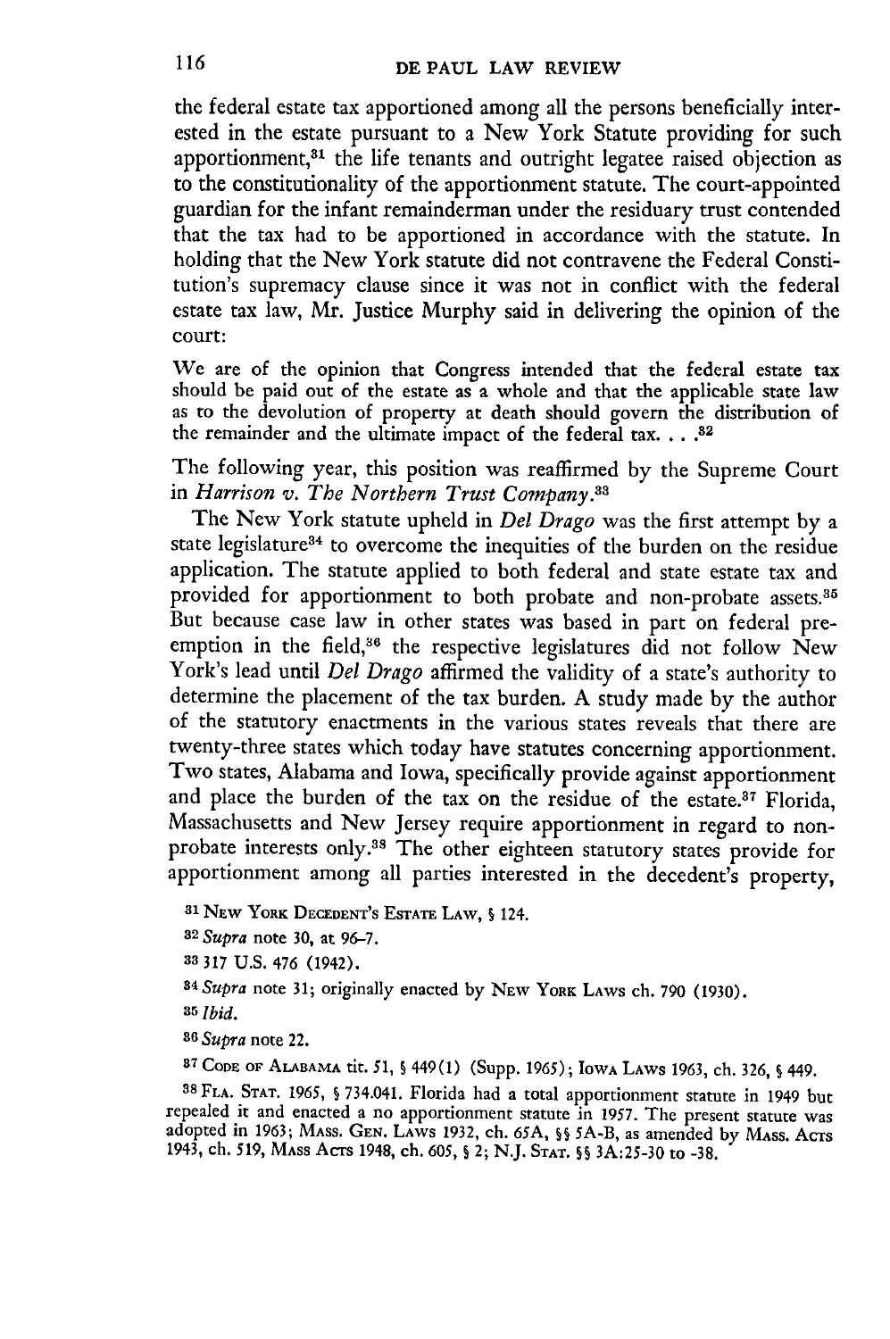the federal estate tax apportioned among all the persons beneficially interested in the estate pursuant to a New York Statute providing for such apportionment,[31] the life tenants and outright legatee raised objection as to the constitutionality of the apportionment statute. The court-appointed guardian for the infant remainderman under the residuary trust contended that the tax had to be apportioned in accordance with the statute. In holding that the New York statute did not contravene the Federal Constitution's supremacy clause since it was not in conflict with the federal estate tax law, Mr. Justice Murphy said in delivering the opinion of the court:

> We are of the opinion that Congress intended that the federal estate tax should be paid out of the estate as a whole and that the applicable state law as to the devolution of property at death should govern the distribution of the remainder and the ultimate impact of the federal tax. . . .[32]

The following year, this position was reaffirmed by the Supreme Court in *Harrison v. The Northern Trust Company*.[33]

The New York statute upheld in *Del Drago* was the first attempt by a state legislature[34] to overcome the inequities of the burden on the residue application. The statute applied to both federal and state estate tax and provided for apportionment to both probate and non-probate assets.[35] But because case law in other states was based in part on federal preemption in the field,[36] the respective legislatures did not follow New York's lead until *Del Drago* affirmed the validity of a state's authority to determine the placement of the tax burden. A study made by the author of the statutory enactments in the various states reveals that there are twenty-three states which today have statutes concerning apportionment. Two states, Alabama and Iowa, specifically provide against apportionment and place the burden of the tax on the residue of the estate.[37] Florida, Massachusetts and New Jersey require apportionment in regard to non-probate interests only.[38] The other eighteen statutory states provide for apportionment among all parties interested in the decedent's property,

---

[31] NEW YORK DECEDENT'S ESTATE LAW, § 124.

[32] *Supra* note 30, at 96–7.

[33] 317 U.S. 476 (1942).

[34] *Supra* note 31; originally enacted by NEW YORK LAWS ch. 790 (1930).

[35] *Ibid.*

[36] *Supra* note 22.

[37] CODE OF ALABAMA tit. 51, § 449(1) (Supp. 1965); IOWA LAWS 1963, ch. 326, § 449.

[38] FLA. STAT. 1965, § 734.041. Florida had a total apportionment statute in 1949 but repealed it and enacted a no apportionment statute in 1957. The present statute was adopted in 1963; MASS. GEN. LAWS 1932, ch. 65A, §§ 5A-B, as amended by MASS. ACTS 1943, ch. 519, MASS ACTS 1948, ch. 605, § 2; N.J. STAT. §§ 3A:25-30 to -38.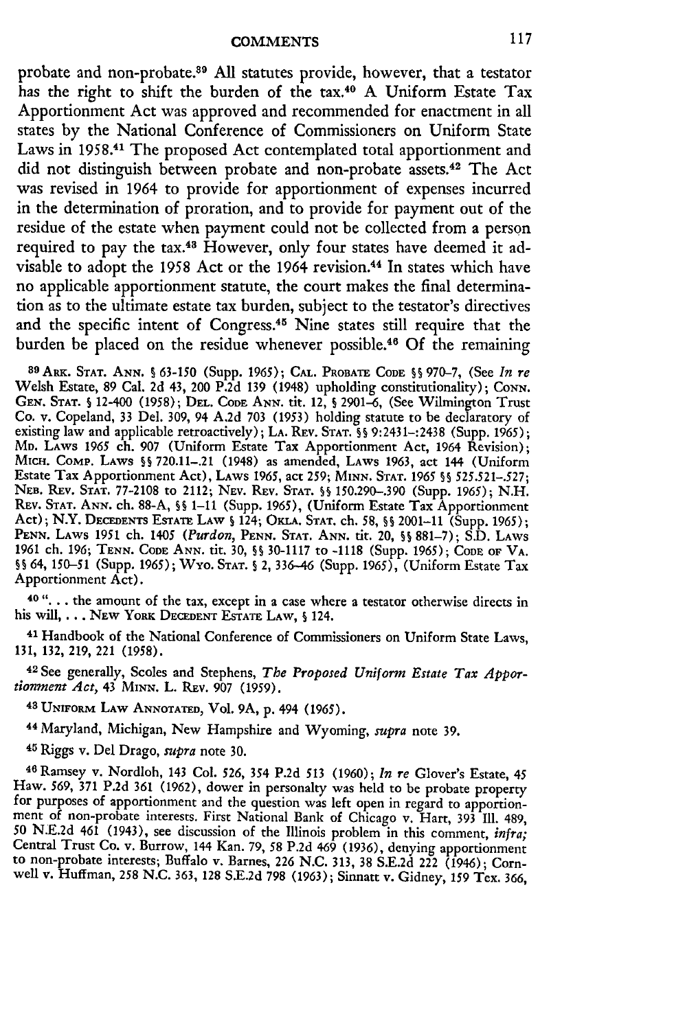probate and non-probate.[39] All statutes provide, however, that a testator has the right to shift the burden of the tax.[40] A Uniform Estate Tax Apportionment Act was approved and recommended for enactment in all states by the National Conference of Commissioners on Uniform State Laws in 1958.[41] The proposed Act contemplated total apportionment and did not distinguish between probate and non-probate assets.[42] The Act was revised in 1964 to provide for apportionment of expenses incurred in the determination of proration, and to provide for payment out of the residue of the estate when payment could not be collected from a person required to pay the tax.[43] However, only four states have deemed it advisable to adopt the 1958 Act or the 1964 revision.[44] In states which have no applicable apportionment statute, the court makes the final determination as to the ultimate estate tax burden, subject to the testator's directives and the specific intent of Congress.[45] Nine states still require that the burden be placed on the residue whenever possible.[46] Of the remaining

---

[39] ARK. STAT. ANN. § 63-150 (Supp. 1965); CAL. PROBATE CODE §§ 970–7, (See *In re* Welsh Estate, 89 Cal. 2d 43, 200 P.2d 139 (1948) upholding constitutionality); CONN. GEN. STAT. § 12-400 (1958); DEL. CODE ANN. tit. 12, § 2901–6, (See Wilmington Trust Co. v. Copeland, 33 Del. 309, 94 A.2d 703 (1953) holding statute to be declaratory of existing law and applicable retroactively); LA. REV. STAT. §§ 9:2431–:2438 (Supp. 1965); MD. LAWS 1965 ch. 907 (Uniform Estate Tax Apportionment Act, 1964 Revision); MICH. COMP. LAWS §§ 720.11–.21 (1948) as amended, LAWS 1963, act 144 (Uniform Estate Tax Apportionment Act), LAWS 1965, act 259; MINN. STAT. 1965 §§ 525.521–.527; NEB. REV. STAT. 77-2108 to 2112; NEV. REV. STAT. §§ 150.290–.390 (Supp. 1965); N.H. REV. STAT. ANN. ch. 88-A, §§ 1–11 (Supp. 1965), (Uniform Estate Tax Apportionment Act); N.Y. DECEDENTS ESTATE LAW § 124; OKLA. STAT. ch. 58, §§ 2001–11 (Supp. 1965); PENN. LAWS 1951 ch. 1405 (*Purdon*, PENN. STAT. ANN. tit. 20, §§ 881–7); S.D. LAWS 1961 ch. 196; TENN. CODE ANN. tit. 30, §§ 30-1117 to -1118 (Supp. 1965); CODE OF VA. §§ 64, 150–51 (Supp. 1965); WYO. STAT. § 2, 336–46 (Supp. 1965), (Uniform Estate Tax Apportionment Act).

[40] ". . . the amount of the tax, except in a case where a testator otherwise directs in his will, . . . NEW YORK DECEDENT ESTATE LAW, § 124.

[41] Handbook of the National Conference of Commissioners on Uniform State Laws, 131, 132, 219, 221 (1958).

[42] See generally, Scoles and Stephens, *The Proposed Uniform Estate Tax Apportionment Act*, 43 MINN. L. REV. 907 (1959).

[43] UNIFORM LAW ANNOTATED, Vol. 9A, p. 494 (1965).

[44] Maryland, Michigan, New Hampshire and Wyoming, *supra* note 39.

[45] Riggs v. Del Drago, *supra* note 30.

[46] Ramsey v. Nordloh, 143 Col. 526, 354 P.2d 513 (1960); *In re* Glover's Estate, 45 Haw. 569, 371 P.2d 361 (1962), dower in personalty was held to be probate property for purposes of apportionment and the question was left open in regard to apportionment of non-probate interests. First National Bank of Chicago v. Hart, 393 Ill. 489, 50 N.E.2d 461 (1943), see discussion of the Illinois problem in this comment, *infra;* Central Trust Co. v. Burrow, 144 Kan. 79, 58 P.2d 469 (1936), denying apportionment to non-probate interests; Buffalo v. Barnes, 226 N.C. 313, 38 S.E.2d 222 (1946); Cornwell v. Huffman, 258 N.C. 363, 128 S.E.2d 798 (1963); Sinnatt v. Gidney, 159 Tex. 366,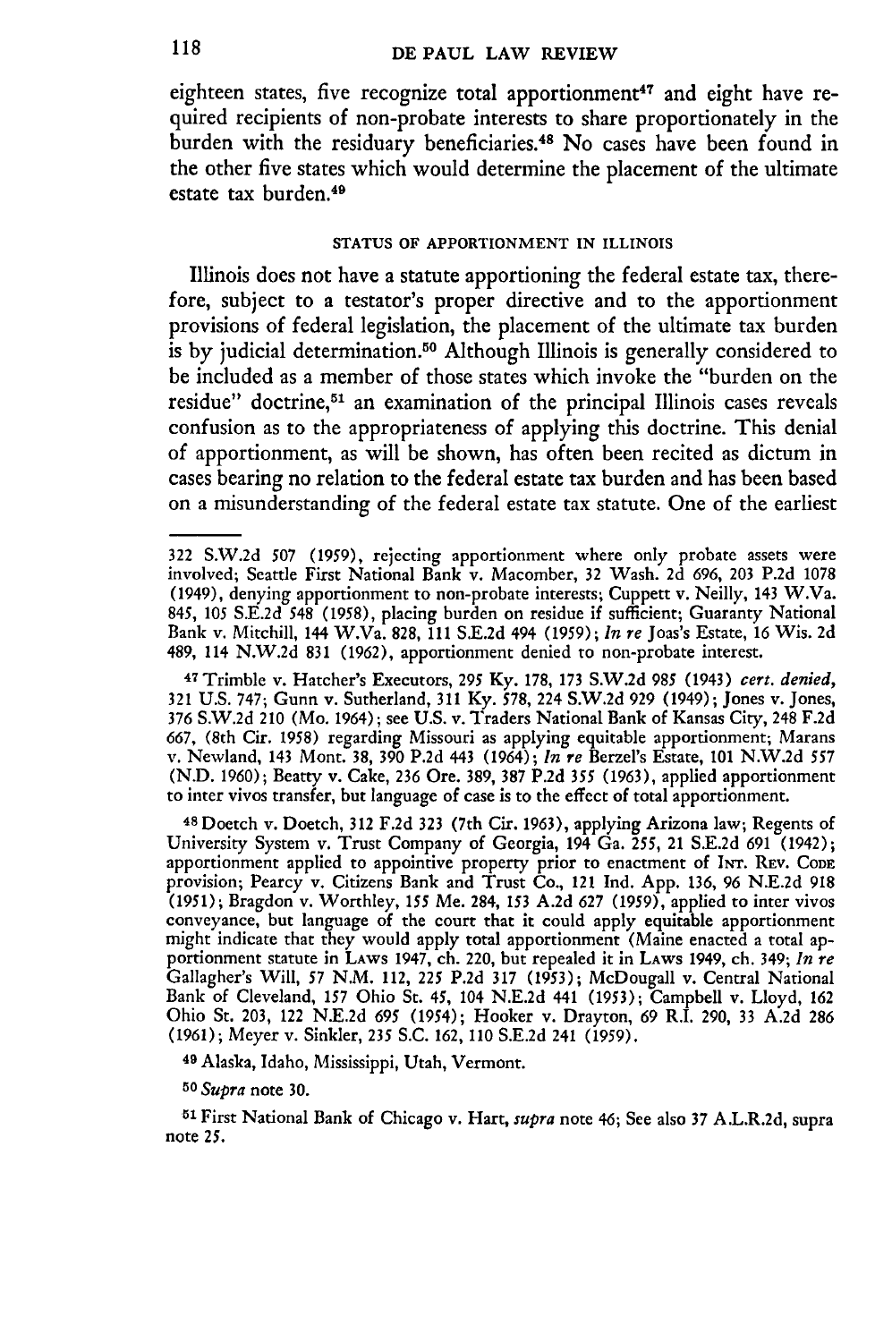eighteen states, five recognize total apportionment[47] and eight have required recipients of non-probate interests to share proportionately in the burden with the residuary beneficiaries.[48] No cases have been found in the other five states which would determine the placement of the ultimate estate tax burden.[49]

## STATUS OF APPORTIONMENT IN ILLINOIS

Illinois does not have a statute apportioning the federal estate tax, therefore, subject to a testator's proper directive and to the apportionment provisions of federal legislation, the placement of the ultimate tax burden is by judicial determination.[50] Although Illinois is generally considered to be included as a member of those states which invoke the "burden on the residue" doctrine,[51] an examination of the principal Illinois cases reveals confusion as to the appropriateness of applying this doctrine. This denial of apportionment, as will be shown, has often been recited as dictum in cases bearing no relation to the federal estate tax burden and has been based on a misunderstanding of the federal estate tax statute. One of the earliest

---

322 S.W.2d 507 (1959), rejecting apportionment where only probate assets were involved; Seattle First National Bank v. Macomber, 32 Wash. 2d 696, 203 P.2d 1078 (1949), denying apportionment to non-probate interests; Cuppett v. Neilly, 143 W.Va. 845, 105 S.E.2d 548 (1958), placing burden on residue if sufficient; Guaranty National Bank v. Mitchill, 144 W.Va. 828, 111 S.E.2d 494 (1959); *In re* Joas's Estate, 16 Wis. 2d 489, 114 N.W.2d 831 (1962), apportionment denied to non-probate interest.

[47] Trimble v. Hatcher's Executors, 295 Ky. 178, 173 S.W.2d 985 (1943) *cert. denied*, 321 U.S. 747; Gunn v. Sutherland, 311 Ky. 578, 224 S.W.2d 929 (1949); Jones v. Jones, 376 S.W.2d 210 (Mo. 1964); see U.S. v. Traders National Bank of Kansas City, 248 F.2d 667, (8th Cir. 1958) regarding Missouri as applying equitable apportionment; Marans v. Newland, 143 Mont. 38, 390 P.2d 443 (1964); *In re* Berzel's Estate, 101 N.W.2d 557 (N.D. 1960); Beatty v. Cake, 236 Ore. 389, 387 P.2d 355 (1963), applied apportionment to inter vivos transfer, but language of case is to the effect of total apportionment.

[48] Doetch v. Doetch, 312 F.2d 323 (7th Cir. 1963), applying Arizona law; Regents of University System v. Trust Company of Georgia, 194 Ga. 255, 21 S.E.2d 691 (1942); apportionment applied to appointive property prior to enactment of INT. REV. CODE provision; Pearcy v. Citizens Bank and Trust Co., 121 Ind. App. 136, 96 N.E.2d 918 (1951); Bragdon v. Worthley, 155 Me. 284, 153 A.2d 627 (1959), applied to inter vivos conveyance, but language of the court that it could apply equitable apportionment might indicate that they would apply total apportionment (Maine enacted a total apportionment statute in LAWS 1947, ch. 220, but repealed it in LAWS 1949, ch. 349; *In re* Gallagher's Will, 57 N.M. 112, 225 P.2d 317 (1953); McDougall v. Central National Bank of Cleveland, 157 Ohio St. 45, 104 N.E.2d 441 (1953); Campbell v. Lloyd, 162 Ohio St. 203, 122 N.E.2d 695 (1954); Hooker v. Drayton, 69 R.I. 290, 33 A.2d 286 (1961); Meyer v. Sinkler, 235 S.C. 162, 110 S.E.2d 241 (1959).

[49] Alaska, Idaho, Mississippi, Utah, Vermont.

[50] *Supra* note 30.

[51] First National Bank of Chicago v. Hart, *supra* note 46; See also 37 A.L.R.2d, supra note 25.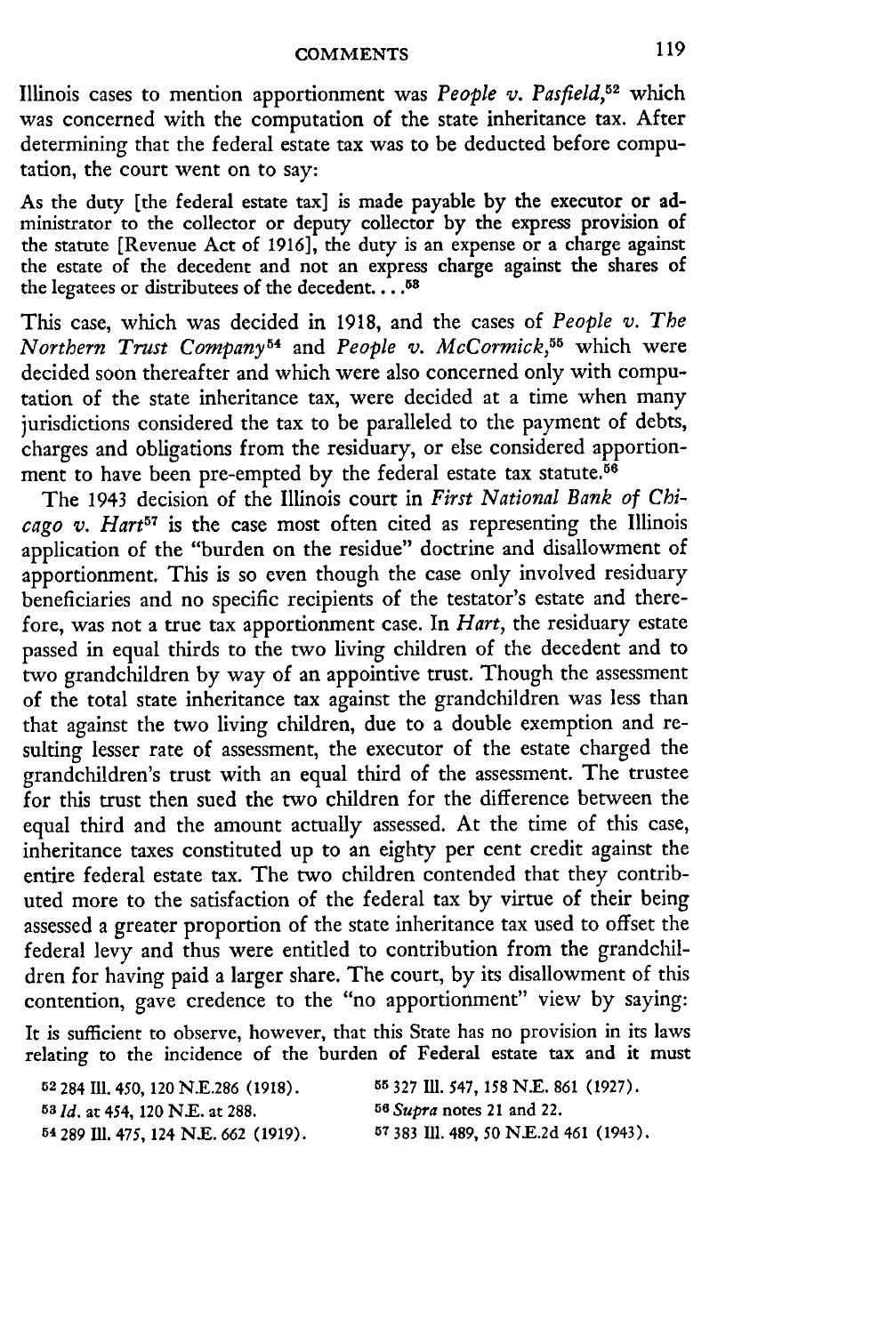Illinois cases to mention apportionment was *People v. Pasfield*,[52] which was concerned with the computation of the state inheritance tax. After determining that the federal estate tax was to be deducted before computation, the court went on to say:

> As the duty [the federal estate tax] is made payable by the executor or administrator to the collector or deputy collector by the express provision of the statute [Revenue Act of 1916], the duty is an expense or a charge against the estate of the decedent and not an express charge against the shares of the legatees or distributees of the decedent. . . .[53]

This case, which was decided in 1918, and the cases of *People v. The Northern Trust Company*[54] and *People v. McCormick*,[55] which were decided soon thereafter and which were also concerned only with computation of the state inheritance tax, were decided at a time when many jurisdictions considered the tax to be paralleled to the payment of debts, charges and obligations from the residuary, or else considered apportionment to have been pre-empted by the federal estate tax statute.[56]

The 1943 decision of the Illinois court in *First National Bank of Chicago v. Hart*[57] is the case most often cited as representing the Illinois application of the "burden on the residue" doctrine and disallowment of apportionment. This is so even though the case only involved residuary beneficiaries and no specific recipients of the testator's estate and therefore, was not a true tax apportionment case. In *Hart*, the residuary estate passed in equal thirds to the two living children of the decedent and to two grandchildren by way of an appointive trust. Though the assessment of the total state inheritance tax against the grandchildren was less than that against the two living children, due to a double exemption and resulting lesser rate of assessment, the executor of the estate charged the grandchildren's trust with an equal third of the assessment. The trustee for this trust then sued the two children for the difference between the equal third and the amount actually assessed. At the time of this case, inheritance taxes constituted up to an eighty per cent credit against the entire federal estate tax. The two children contended that they contributed more to the satisfaction of the federal tax by virtue of their being assessed a greater proportion of the state inheritance tax used to offset the federal levy and thus were entitled to contribution from the grandchildren for having paid a larger share. The court, by its disallowment of this contention, gave credence to the "no apportionment" view by saying:

> It is sufficient to observe, however, that this State has no provision in its laws relating to the incidence of the burden of Federal estate tax and it must

[52] 284 Ill. 450, 120 N.E.286 (1918).

[53] *Id.* at 454, 120 N.E. at 288.

[54] 289 Ill. 475, 124 N.E. 662 (1919).

[55] 327 Ill. 547, 158 N.E. 861 (1927).

[56] *Supra* notes 21 and 22.

[57] 383 Ill. 489, 50 N.E.2d 461 (1943).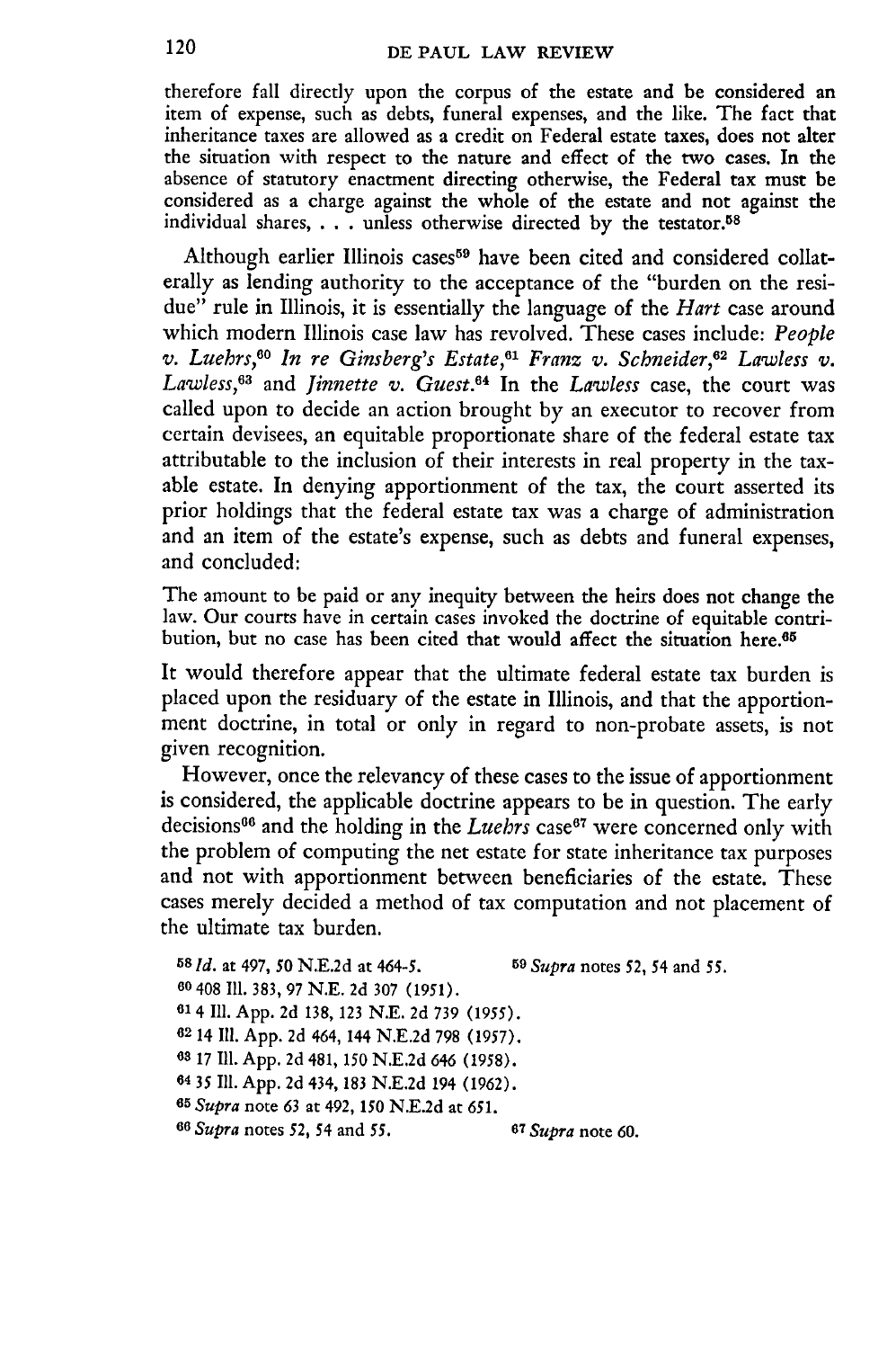therefore fall directly upon the corpus of the estate and be considered an item of expense, such as debts, funeral expenses, and the like. The fact that inheritance taxes are allowed as a credit on Federal estate taxes, does not alter the situation with respect to the nature and effect of the two cases. In the absence of statutory enactment directing otherwise, the Federal tax must be considered as a charge against the whole of the estate and not against the individual shares, . . . unless otherwise directed by the testator.[58]

Although earlier Illinois cases[59] have been cited and considered collaterally as lending authority to the acceptance of the "burden on the residue" rule in Illinois, it is essentially the language of the *Hart* case around which modern Illinois case law has revolved. These cases include: *People v. Luehrs*,[60] *In re Ginsberg's Estate*,[61] *Franz v. Schneider*,[62] *Lawless v. Lawless*,[63] and *Jinnette v. Guest*.[64] In the *Lawless* case, the court was called upon to decide an action brought by an executor to recover from certain devisees, an equitable proportionate share of the federal estate tax attributable to the inclusion of their interests in real property in the taxable estate. In denying apportionment of the tax, the court asserted its prior holdings that the federal estate tax was a charge of administration and an item of the estate's expense, such as debts and funeral expenses, and concluded:

> The amount to be paid or any inequity between the heirs does not change the law. Our courts have in certain cases invoked the doctrine of equitable contribution, but no case has been cited that would affect the situation here.[65]

It would therefore appear that the ultimate federal estate tax burden is placed upon the residuary of the estate in Illinois, and that the apportionment doctrine, in total or only in regard to non-probate assets, is not given recognition.

However, once the relevancy of these cases to the issue of apportionment is considered, the applicable doctrine appears to be in question. The early decisions[66] and the holding in the *Luehrs* case[67] were concerned only with the problem of computing the net estate for state inheritance tax purposes and not with apportionment between beneficiaries of the estate. These cases merely decided a method of tax computation and not placement of the ultimate tax burden.

[58] *Id.* at 497, 50 N.E.2d at 464-5.

[59] *Supra* notes 52, 54 and 55.

[60] 408 Ill. 383, 97 N.E. 2d 307 (1951).

[61] 4 Ill. App. 2d 138, 123 N.E. 2d 739 (1955).

[62] 14 Ill. App. 2d 464, 144 N.E.2d 798 (1957).

[63] 17 Ill. App. 2d 481, 150 N.E.2d 646 (1958).

[64] 35 Ill. App. 2d 434, 183 N.E.2d 194 (1962).

[65] *Supra* note 63 at 492, 150 N.E.2d at 651.

[66] *Supra* notes 52, 54 and 55.

[67] *Supra* note 60.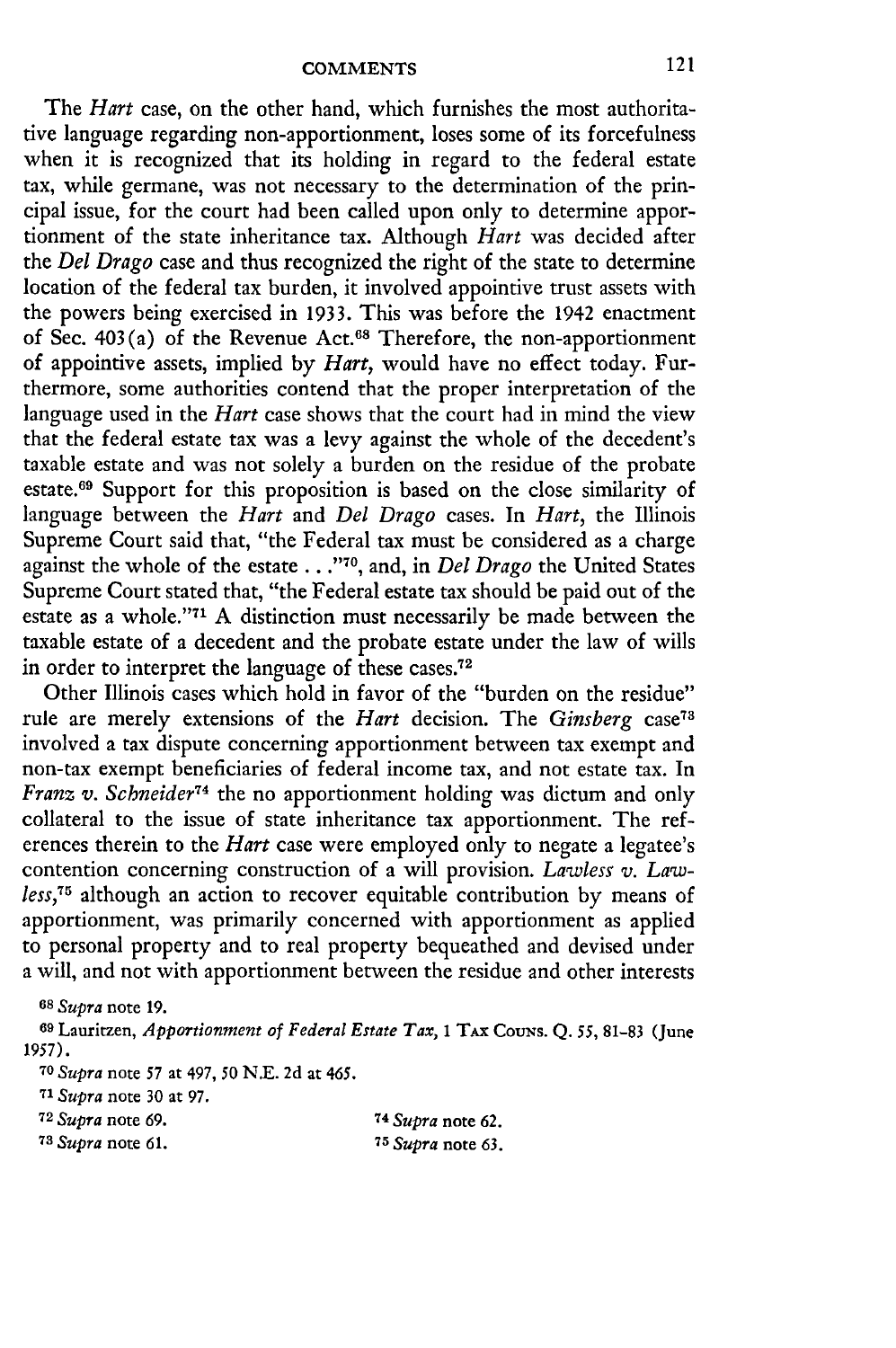The *Hart* case, on the other hand, which furnishes the most authoritative language regarding non-apportionment, loses some of its forcefulness when it is recognized that its holding in regard to the federal estate tax, while germane, was not necessary to the determination of the principal issue, for the court had been called upon only to determine apportionment of the state inheritance tax. Although *Hart* was decided after the *Del Drago* case and thus recognized the right of the state to determine location of the federal tax burden, it involved appointive trust assets with the powers being exercised in 1933. This was before the 1942 enactment of Sec. 403(a) of the Revenue Act.[68] Therefore, the non-apportionment of appointive assets, implied by *Hart*, would have no effect today. Furthermore, some authorities contend that the proper interpretation of the language used in the *Hart* case shows that the court had in mind the view that the federal estate tax was a levy against the whole of the decedent's taxable estate and was not solely a burden on the residue of the probate estate.[69] Support for this proposition is based on the close similarity of language between the *Hart* and *Del Drago* cases. In *Hart*, the Illinois Supreme Court said that, "the Federal tax must be considered as a charge against the whole of the estate . . ."[70], and, in *Del Drago* the United States Supreme Court stated that, "the Federal estate tax should be paid out of the estate as a whole."[71] A distinction must necessarily be made between the taxable estate of a decedent and the probate estate under the law of wills in order to interpret the language of these cases.[72]

Other Illinois cases which hold in favor of the "burden on the residue" rule are merely extensions of the *Hart* decision. The *Ginsberg* case[73] involved a tax dispute concerning apportionment between tax exempt and non-tax exempt beneficiaries of federal income tax, and not estate tax. In *Franz v. Schneider*[74] the no apportionment holding was dictum and only collateral to the issue of state inheritance tax apportionment. The references therein to the *Hart* case were employed only to negate a legatee's contention concerning construction of a will provision. *Lawless v. Lawless*,[75] although an action to recover equitable contribution by means of apportionment, was primarily concerned with apportionment as applied to personal property and to real property bequeathed and devised under a will, and not with apportionment between the residue and other interests

---

[68] *Supra* note 19.

[69] Lauritzen, *Apportionment of Federal Estate Tax*, 1 Tax Couns. Q. 55, 81-83 (June 1957).

[70] *Supra* note 57 at 497, 50 N.E. 2d at 465.

[71] *Supra* note 30 at 97.

[72] *Supra* note 69.

[73] *Supra* note 61.

[74] *Supra* note 62.

[75] *Supra* note 63.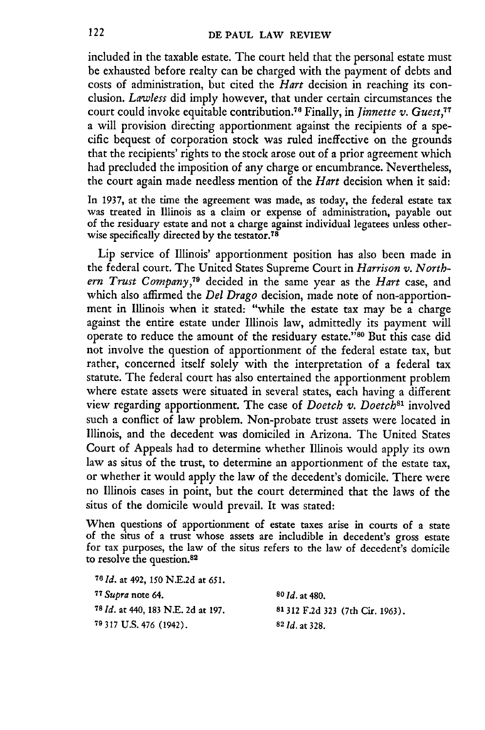included in the taxable estate. The court held that the personal estate must be exhausted before realty can be charged with the payment of debts and costs of administration, but cited the *Hart* decision in reaching its conclusion. *Lawless* did imply however, that under certain circumstances the court could invoke equitable contribution.[76] Finally, in *Jinnette v. Guest*,[77] a will provision directing apportionment against the recipients of a specific bequest of corporation stock was ruled ineffective on the grounds that the recipients' rights to the stock arose out of a prior agreement which had precluded the imposition of any charge or encumbrance. Nevertheless, the court again made needless mention of the *Hart* decision when it said:

> In 1937, at the time the agreement was made, as today, the federal estate tax was treated in Illinois as a claim or expense of administration, payable out of the residuary estate and not a charge against individual legatees unless otherwise specifically directed by the testator.[78]

Lip service of Illinois' apportionment position has also been made in the federal court. The United States Supreme Court in *Harrison v. Northern Trust Company*,[79] decided in the same year as the *Hart* case, and which also affirmed the *Del Drago* decision, made note of non-apportionment in Illinois when it stated: "while the estate tax may be a charge against the entire estate under Illinois law, admittedly its payment will operate to reduce the amount of the residuary estate."[80] But this case did not involve the question of apportionment of the federal estate tax, but rather, concerned itself solely with the interpretation of a federal tax statute. The federal court has also entertained the apportionment problem where estate assets were situated in several states, each having a different view regarding apportionment. The case of *Doetch v. Doetch*[81] involved such a conflict of law problem. Non-probate trust assets were located in Illinois, and the decedent was domiciled in Arizona. The United States Court of Appeals had to determine whether Illinois would apply its own law as situs of the trust, to determine an apportionment of the estate tax, or whether it would apply the law of the decedent's domicile. There were no Illinois cases in point, but the court determined that the laws of the situs of the domicile would prevail. It was stated:

> When questions of apportionment of estate taxes arise in courts of a state of the situs of a trust whose assets are includible in decedent's gross estate for tax purposes, the law of the situs refers to the law of decedent's domicile to resolve the question.[82]

[76] *Id.* at 492, 150 N.E.2d at 651.

[77] *Supra* note 64.

[78] *Id.* at 440, 183 N.E. 2d at 197.

[79] 317 U.S. 476 (1942).

[80] *Id.* at 480.

[81] 312 F.2d 323 (7th Cir. 1963).

[82] *Id.* at 328.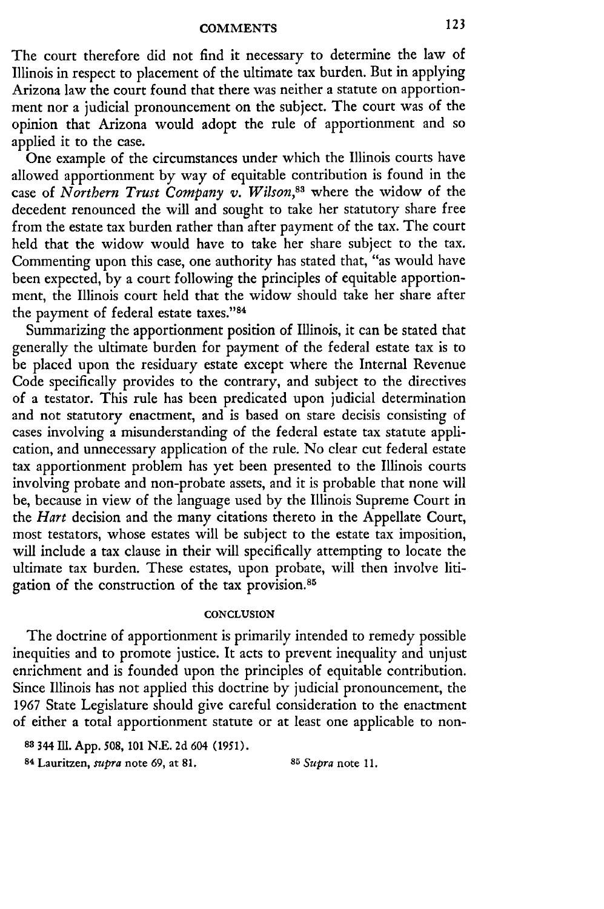The court therefore did not find it necessary to determine the law of Illinois in respect to placement of the ultimate tax burden. But in applying Arizona law the court found that there was neither a statute on apportionment nor a judicial pronouncement on the subject. The court was of the opinion that Arizona would adopt the rule of apportionment and so applied it to the case.

One example of the circumstances under which the Illinois courts have allowed apportionment by way of equitable contribution is found in the case of *Northern Trust Company v. Wilson*,[83] where the widow of the decedent renounced the will and sought to take her statutory share free from the estate tax burden rather than after payment of the tax. The court held that the widow would have to take her share subject to the tax. Commenting upon this case, one authority has stated that, "as would have been expected, by a court following the principles of equitable apportionment, the Illinois court held that the widow should take her share after the payment of federal estate taxes."[84]

Summarizing the apportionment position of Illinois, it can be stated that generally the ultimate burden for payment of the federal estate tax is to be placed upon the residuary estate except where the Internal Revenue Code specifically provides to the contrary, and subject to the directives of a testator. This rule has been predicated upon judicial determination and not statutory enactment, and is based on stare decisis consisting of cases involving a misunderstanding of the federal estate tax statute application, and unnecessary application of the rule. No clear cut federal estate tax apportionment problem has yet been presented to the Illinois courts involving probate and non-probate assets, and it is probable that none will be, because in view of the language used by the Illinois Supreme Court in the *Hart* decision and the many citations thereto in the Appellate Court, most testators, whose estates will be subject to the estate tax imposition, will include a tax clause in their will specifically attempting to locate the ultimate tax burden. These estates, upon probate, will then involve litigation of the construction of the tax provision.[85]

## CONCLUSION

The doctrine of apportionment is primarily intended to remedy possible inequities and to promote justice. It acts to prevent inequality and unjust enrichment and is founded upon the principles of equitable contribution. Since Illinois has not applied this doctrine by judicial pronouncement, the 1967 State Legislature should give careful consideration to the enactment of either a total apportionment statute or at least one applicable to non-

[83] 344 Ill. App. 508, 101 N.E. 2d 604 (1951).

[84] Lauritzen, *supra* note 69, at 81.

[85] *Supra* note 11.